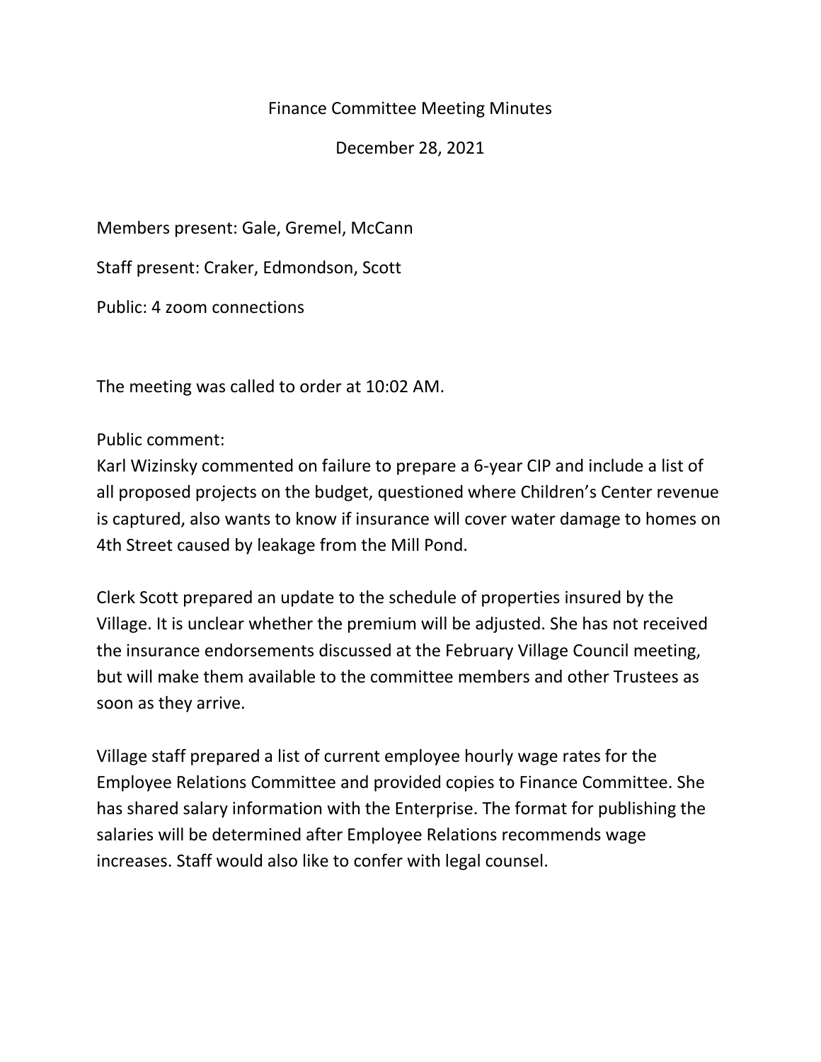# Finance Committee Meeting Minutes

December 28, 2021

Members present: Gale, Gremel, McCann

Staff present: Craker, Edmondson, Scott

Public: 4 zoom connections

The meeting was called to order at 10:02 AM.

Public comment:
Karl Wizinsky commented on failure to prepare a 6-year CIP and include a list of all proposed projects on the budget, questioned where Children's Center revenue is captured, also wants to know if insurance will cover water damage to homes on 4th Street caused by leakage from the Mill Pond.

Clerk Scott prepared an update to the schedule of properties insured by the Village. It is unclear whether the premium will be adjusted. She has not received the insurance endorsements discussed at the February Village Council meeting, but will make them available to the committee members and other Trustees as soon as they arrive.

Village staff prepared a list of current employee hourly wage rates for the Employee Relations Committee and provided copies to Finance Committee. She has shared salary information with the Enterprise. The format for publishing the salaries will be determined after Employee Relations recommends wage increases. Staff would also like to confer with legal counsel.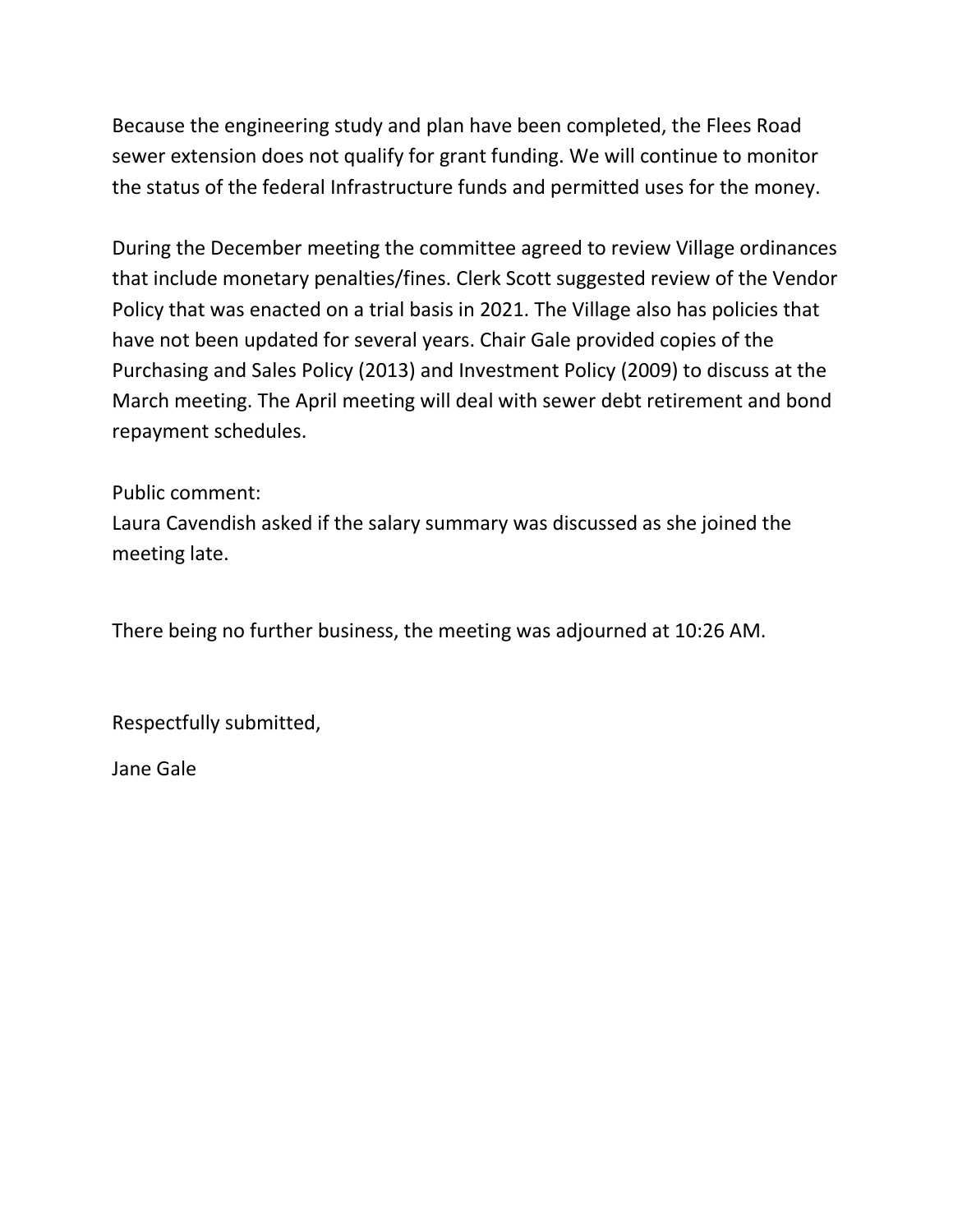Because the engineering study and plan have been completed, the Flees Road sewer extension does not qualify for grant funding. We will continue to monitor the status of the federal Infrastructure funds and permitted uses for the money.

During the December meeting the committee agreed to review Village ordinances that include monetary penalties/fines. Clerk Scott suggested review of the Vendor Policy that was enacted on a trial basis in 2021. The Village also has policies that have not been updated for several years. Chair Gale provided copies of the Purchasing and Sales Policy (2013) and Investment Policy (2009) to discuss at the March meeting. The April meeting will deal with sewer debt retirement and bond repayment schedules.

Public comment:
Laura Cavendish asked if the salary summary was discussed as she joined the meeting late.

There being no further business, the meeting was adjourned at 10:26 AM.

Respectfully submitted,

Jane Gale